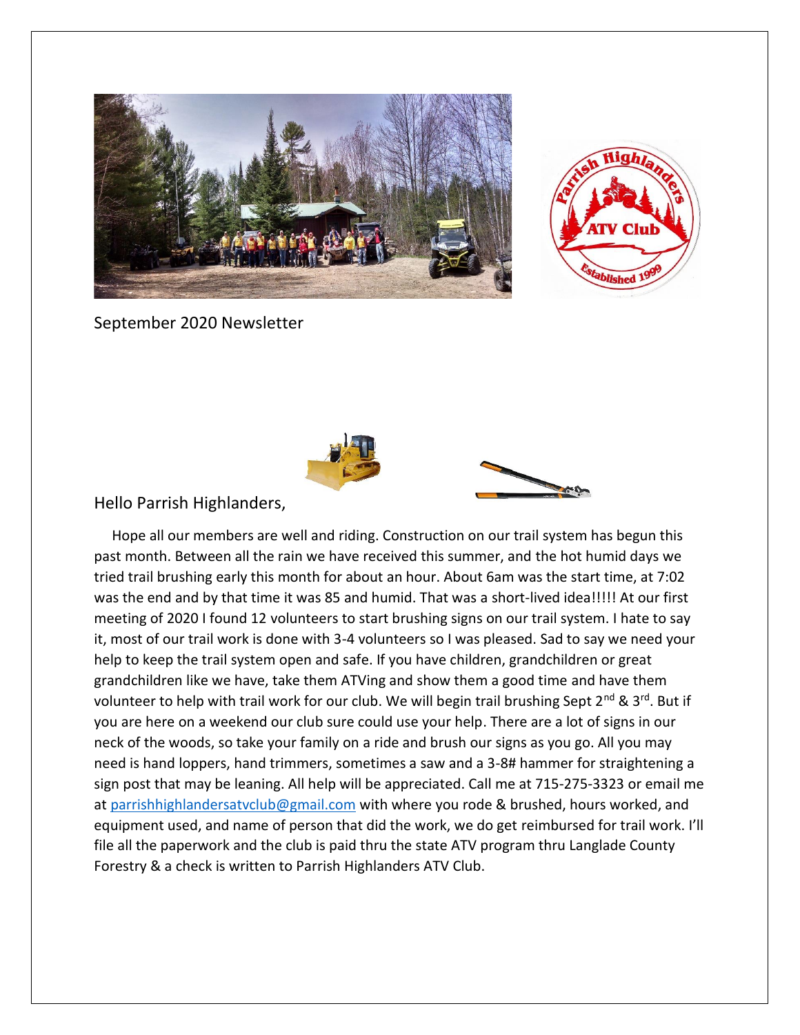September 2020 Newsletter

Hello Parrish Highlanders,

Hope all our members are well and riding. Construction on our trail system has begun this past month. Between all the rain we have received this summer, and the hot humid days we tried trail brushing early this month for about an hour. About 6am was the start time, at 7:02 was the end and by that time it was 85 and humid. That was a short-lived idea!!!!! At our first meeting of 2020 I found 12 volunteers to start brushing signs on our trail system. I hate to say it, most of our trail work is done with 3-4 volunteers so I was pleased. Sad to say we need your help to keep the trail system open and safe. If you have children, grandchildren or great grandchildren like we have, take them ATVing and show them a good time and have them volunteer to help with trail work for our club. We will begin trail brushing Sept 2nd & 3rd. But if you are here on a weekend our club sure could use your help. There are a lot of signs in our neck of the woods, so take your family on a ride and brush our signs as you go. All you may need is hand loppers, hand trimmers, sometimes a saw and a 3-8# hammer for straightening a sign post that may be leaning. All help will be appreciated. Call me at 715-275-3323 or email me at parrishhighlandersatvclub@gmail.com with where you rode & brushed, hours worked, and equipment used, and name of person that did the work, we do get reimbursed for trail work. I'll file all the paperwork and the club is paid thru the state ATV program thru Langlade County Forestry & a check is written to Parrish Highlanders ATV Club.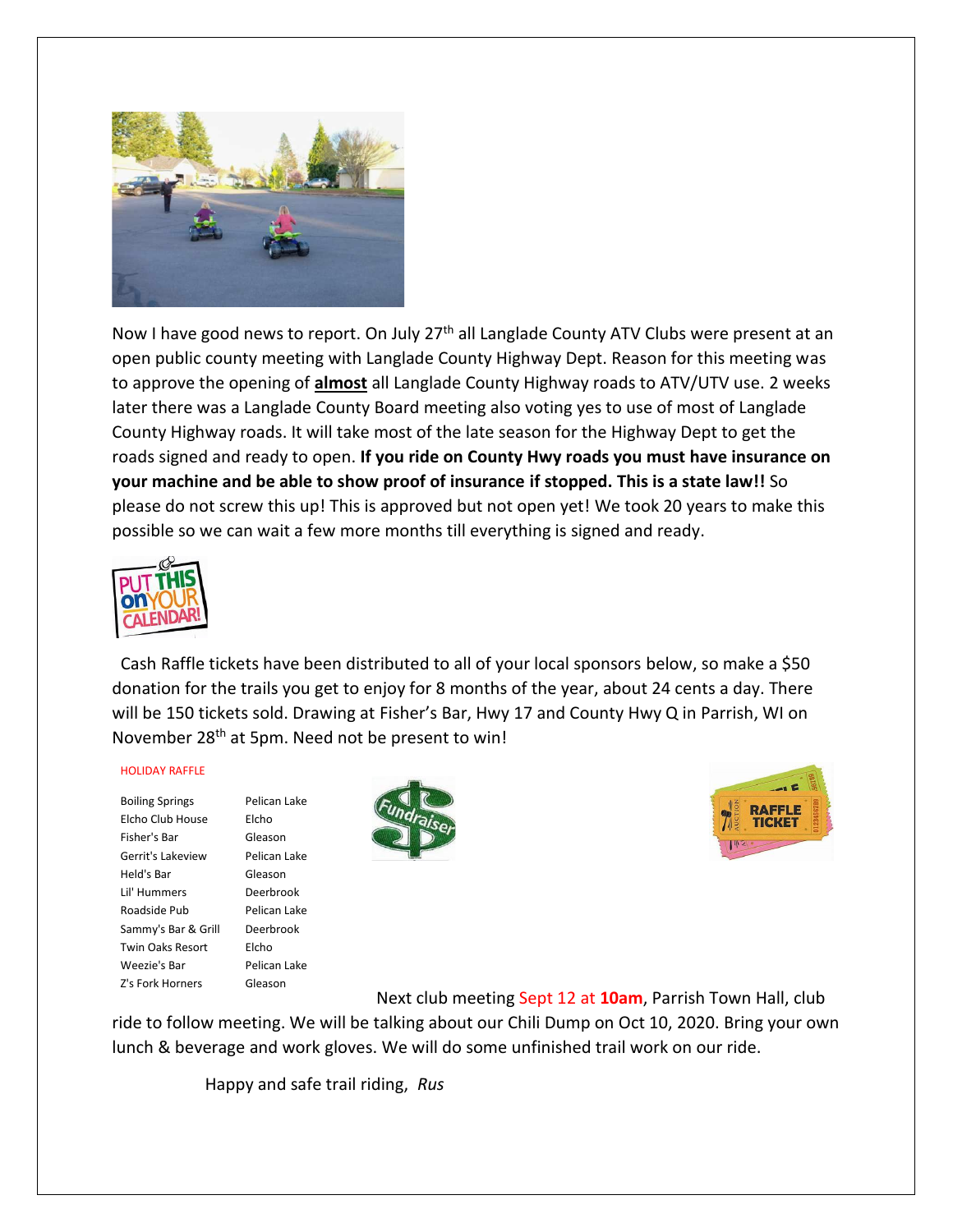Now I have good news to report. On July 27th all Langlade County ATV Clubs were present at an open public county meeting with Langlade County Highway Dept. Reason for this meeting was to approve the opening of **almost** all Langlade County Highway roads to ATV/UTV use. 2 weeks later there was a Langlade County Board meeting also voting yes to use of most of Langlade County Highway roads. It will take most of the late season for the Highway Dept to get the roads signed and ready to open. **If you ride on County Hwy roads you must have insurance on your machine and be able to show proof of insurance if stopped. This is a state law!!** So please do not screw this up! This is approved but not open yet! We took 20 years to make this possible so we can wait a few more months till everything is signed and ready.

Cash Raffle tickets have been distributed to all of your local sponsors below, so make a $50 donation for the trails you get to enjoy for 8 months of the year, about 24 cents a day. There will be 150 tickets sold. Drawing at Fisher's Bar, Hwy 17 and County Hwy Q in Parrish, WI on November 28th at 5pm. Need not be present to win!

HOLIDAY RAFFLE

| | |
|---|---|
| Boiling Springs | Pelican Lake |
| Elcho Club House | Elcho |
| Fisher's Bar | Gleason |
| Gerrit's Lakeview | Pelican Lake |
| Held's Bar | Gleason |
| Lil' Hummers | Deerbrook |
| Roadside Pub | Pelican Lake |
| Sammy's Bar & Grill | Deerbrook |
| Twin Oaks Resort | Elcho |
| Weezie's Bar | Pelican Lake |
| Z's Fork Horners | Gleason |

Next club meeting Sept 12 at **10am**, Parrish Town Hall, club ride to follow meeting. We will be talking about our Chili Dump on Oct 10, 2020. Bring your own lunch & beverage and work gloves. We will do some unfinished trail work on our ride.

Happy and safe trail riding, *Rus*